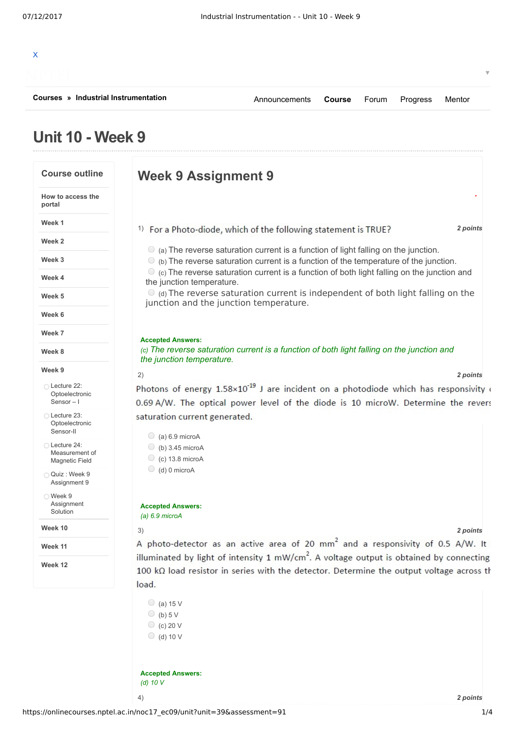X

Courses » Industrial Instrumentation

Announcements **Course** Forum Progress Mentor

# Unit 10 - Week 9

## Course outline

How to access the portal

Week 1

Week 2

Week 3

Week 4

Week 5

Week 6

Week 7

Week 8

Week 9

- Lecture 22: Optoelectronic Sensor – I
- Lecture 23: Optoelectronic Sensor-II
- Lecture 24: Measurement of Magnetic Field
- Quiz : Week 9 Assignment 9
- Week 9 Assignment Solution

Week 10

Week 11

Week 12

## Week 9 Assignment 9

1) For a Photo-diode, which of the following statement is TRUE? **2 points**

- (a) The reverse saturation current is a function of light falling on the junction.
- (b) The reverse saturation current is a function of the temperature of the junction.
- (c) The reverse saturation current is a function of both light falling on the junction and the junction temperature.
- (d) The reverse saturation current is independent of both light falling on the junction and the junction temperature.

**Accepted Answers:**
*(c) The reverse saturation current is a function of both light falling on the junction and the junction temperature.*

2) **2 points**

Photons of energy $1.58\times10^{-19}$ J are incident on a photodiode which has responsivity of 0.69 A/W. The optical power level of the diode is 10 microW. Determine the reverse saturation current generated.

- (a) 6.9 microA
- (b) 3.45 microA
- (c) 13.8 microA
- (d) 0 microA

**Accepted Answers:**
*(a) 6.9 microA*

3) **2 points**

A photo-detector as an active area of 20 $mm^2$ and a responsivity of 0.5 A/W. It illuminated by light of intensity 1 $mW/cm^2$. A voltage output is obtained by connecting 100 kΩ load resistor in series with the detector. Determine the output voltage across the load.

- (a) 15 V
- (b) 5 V
- (c) 20 V
- (d) 10 V

**Accepted Answers:**
*(d) 10 V*

4) **2 points**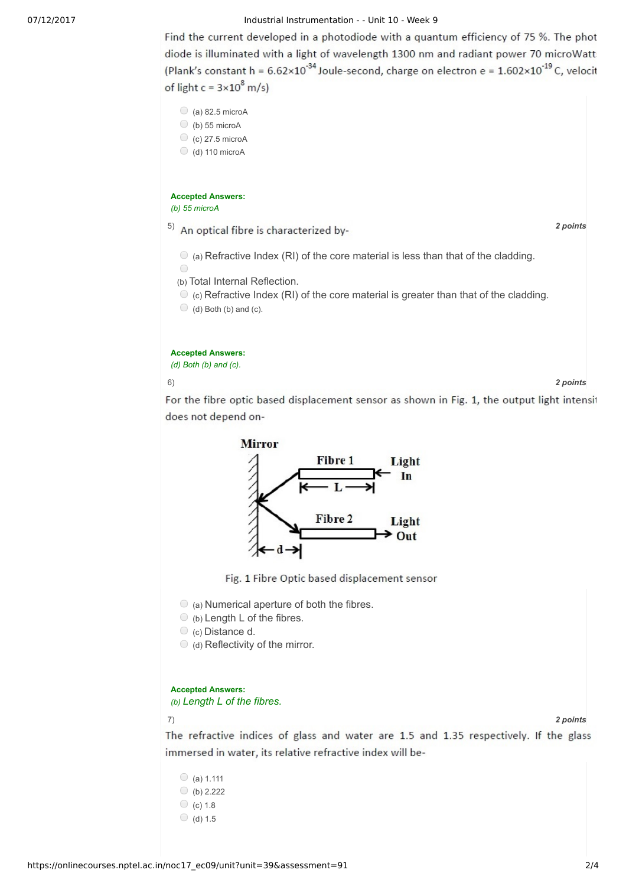Find the current developed in a photodiode with a quantum efficiency of 75 %. The phot diode is illuminated with a light of wavelength 1300 nm and radiant power 70 microWatt (Plank's constant h = $6.62\times10^{-34}$ Joule-second, charge on electron e = $1.602\times10^{-19}$ C, velocit of light c = $3\times10^{8}$ m/s)

- (a) 82.5 microA
- (b) 55 microA
- (c) 27.5 microA
- (d) 110 microA

**Accepted Answers:**
*(b) 55 microA*

5) An optical fibre is characterized by- **2 points**

- (a) Refractive Index (RI) of the core material is less than that of the cladding.
- (b) Total Internal Reflection.
- (c) Refractive Index (RI) of the core material is greater than that of the cladding.
- (d) Both (b) and (c).

**Accepted Answers:**
*(d) Both (b) and (c).*

6) **2 points**

For the fibre optic based displacement sensor as shown in Fig. 1, the output light intensit does not depend on-

Mirror — Fibre 1 — Light In — L — Fibre 2 — Light Out — d

Fig. 1 Fibre Optic based displacement sensor

- (a) Numerical aperture of both the fibres.
- (b) Length L of the fibres.
- (c) Distance d.
- (d) Reflectivity of the mirror.

**Accepted Answers:**
*(b) Length L of the fibres.*

7) **2 points**

The refractive indices of glass and water are 1.5 and 1.35 respectively. If the glass immersed in water, its relative refractive index will be-

- (a) 1.111
- (b) 2.222
- (c) 1.8
- (d) 1.5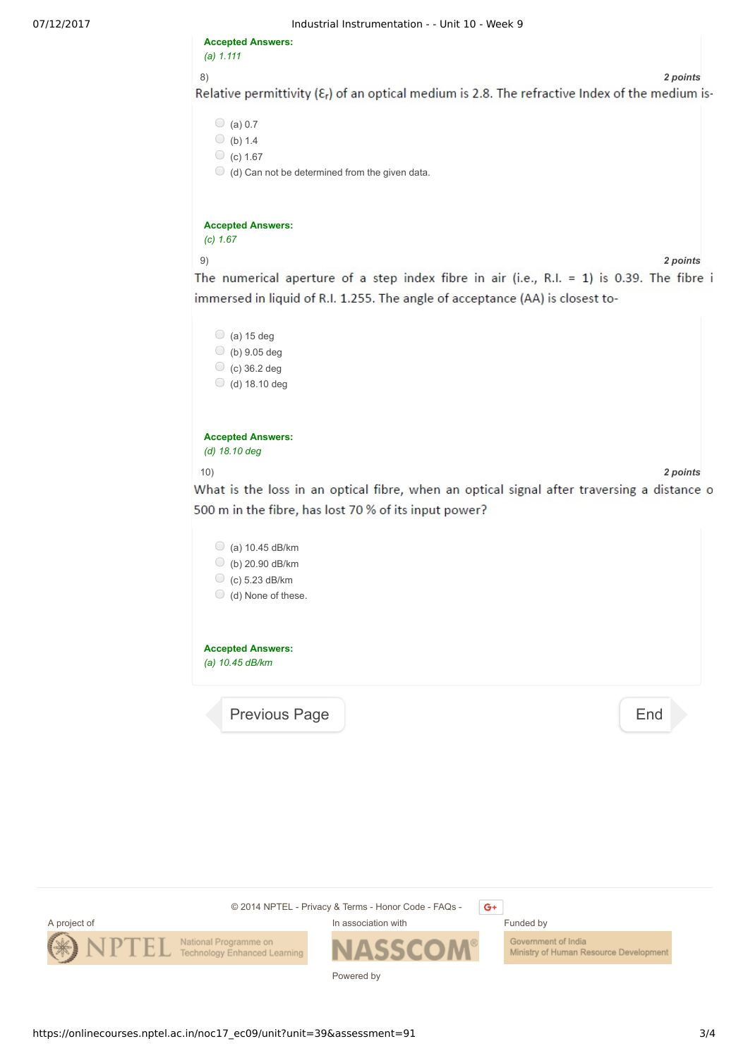**Accepted Answers:**
*(a) 1.111*

8) **2 points**

Relative permittivity ($\varepsilon_r$) of an optical medium is 2.8. The refractive Index of the medium is-

- (a) 0.7
- (b) 1.4
- (c) 1.67
- (d) Can not be determined from the given data.

**Accepted Answers:**
*(c) 1.67*

9) **2 points**

The numerical aperture of a step index fibre in air (i.e., R.I. = 1) is 0.39. The fibre i immersed in liquid of R.I. 1.255. The angle of acceptance (AA) is closest to-

- (a) 15 deg
- (b) 9.05 deg
- (c) 36.2 deg
- (d) 18.10 deg

**Accepted Answers:**
*(d) 18.10 deg*

10) **2 points**

What is the loss in an optical fibre, when an optical signal after traversing a distance o 500 m in the fibre, has lost 70 % of its input power?

- (a) 10.45 dB/km
- (b) 20.90 dB/km
- (c) 5.23 dB/km
- (d) None of these.

**Accepted Answers:**
*(a) 10.45 dB/km*

Previous Page | End

© 2014 NPTEL - Privacy & Terms - Honor Code - FAQs -

A project of NPTEL National Programme on Technology Enhanced Learning | In association with NASSCOM | Funded by Government of India Ministry of Human Resource Development

Powered by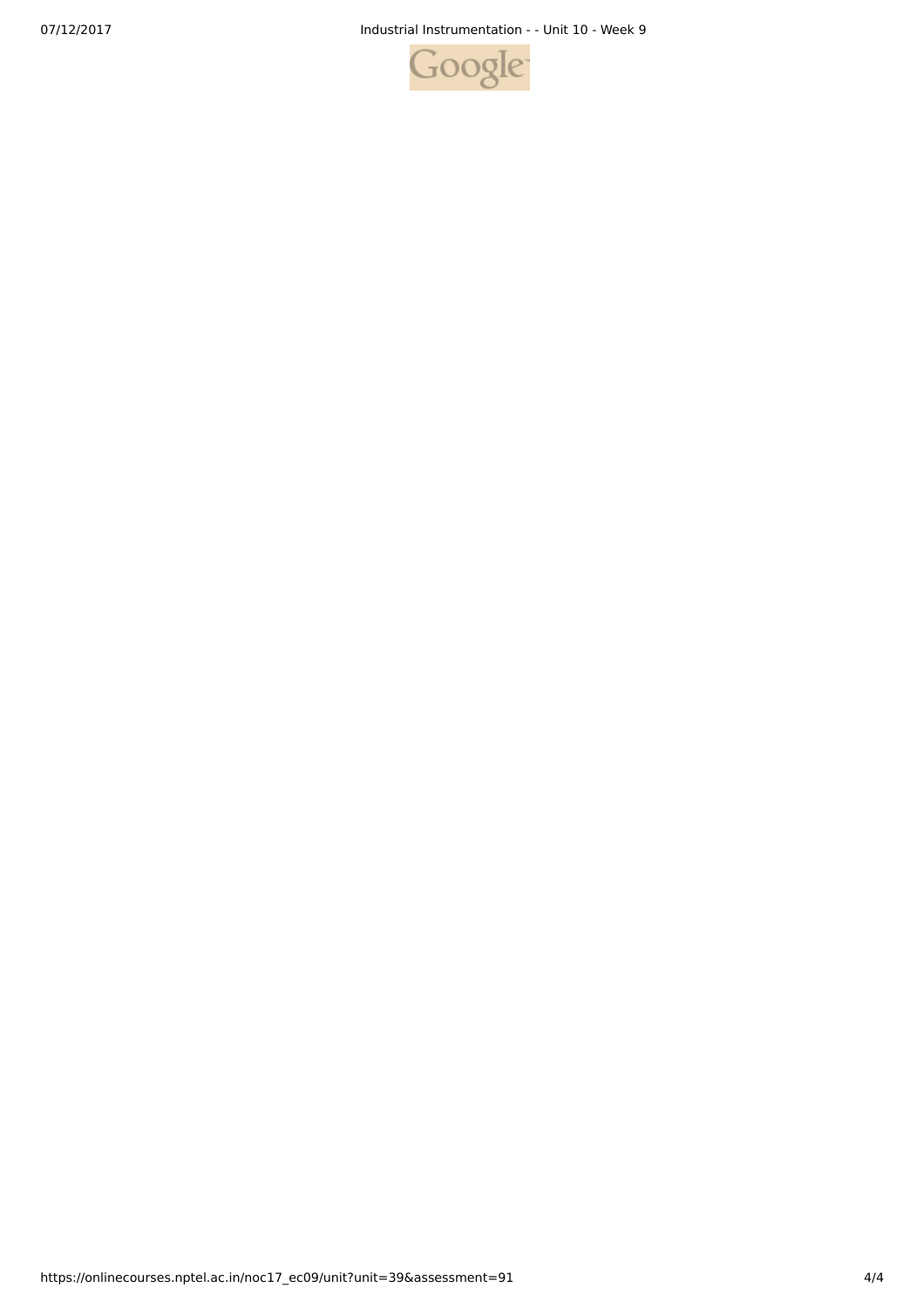Google